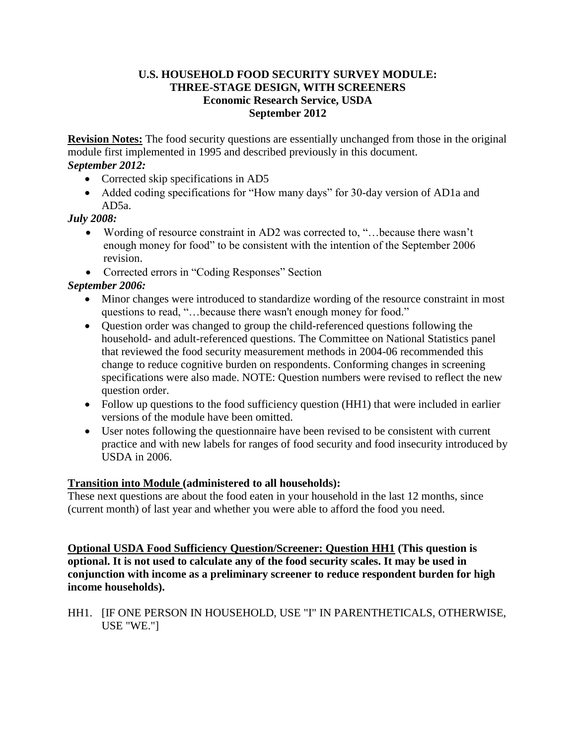# U.S. HOUSEHOLD FOOD SECURITY SURVEY MODULE: THREE-STAGE DESIGN, WITH SCREENERS

**Economic Research Service, USDA**
**September 2012**

**Revision Notes:** The food security questions are essentially unchanged from those in the original module first implemented in 1995 and described previously in this document.

***September 2012:***

- Corrected skip specifications in AD5
- Added coding specifications for "How many days" for 30-day version of AD1a and AD5a.

***July 2008:***

- Wording of resource constraint in AD2 was corrected to, "…because there wasn't enough money for food" to be consistent with the intention of the September 2006 revision.
- Corrected errors in "Coding Responses" Section

***September 2006:***

- Minor changes were introduced to standardize wording of the resource constraint in most questions to read, "…because there wasn't enough money for food."
- Question order was changed to group the child-referenced questions following the household- and adult-referenced questions. The Committee on National Statistics panel that reviewed the food security measurement methods in 2004-06 recommended this change to reduce cognitive burden on respondents. Conforming changes in screening specifications were also made. NOTE: Question numbers were revised to reflect the new question order.
- Follow up questions to the food sufficiency question (HH1) that were included in earlier versions of the module have been omitted.
- User notes following the questionnaire have been revised to be consistent with current practice and with new labels for ranges of food security and food insecurity introduced by USDA in 2006.

**Transition into Module (administered to all households):**

These next questions are about the food eaten in your household in the last 12 months, since (current month) of last year and whether you were able to afford the food you need.

**Optional USDA Food Sufficiency Question/Screener: Question HH1 (This question is optional. It is not used to calculate any of the food security scales. It may be used in conjunction with income as a preliminary screener to reduce respondent burden for high income households).**

HH1. [IF ONE PERSON IN HOUSEHOLD, USE "I" IN PARENTHETICALS, OTHERWISE, USE "WE."]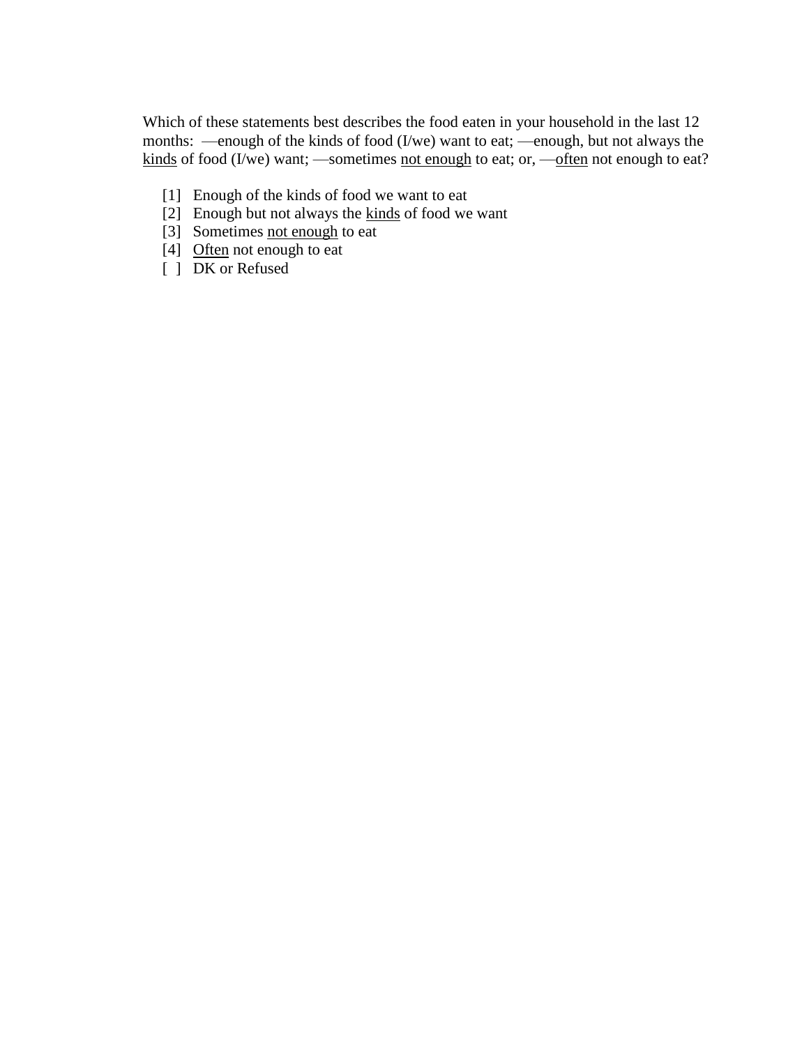Which of these statements best describes the food eaten in your household in the last 12 months: —enough of the kinds of food (I/we) want to eat; —enough, but not always the <u>kinds</u> of food (I/we) want; —sometimes <u>not enough</u> to eat; or, —<u>often</u> not enough to eat?

[1] Enough of the kinds of food we want to eat
[2] Enough but not always the <u>kinds</u> of food we want
[3] Sometimes <u>not enough</u> to eat
[4] <u>Often</u> not enough to eat
[ ] DK or Refused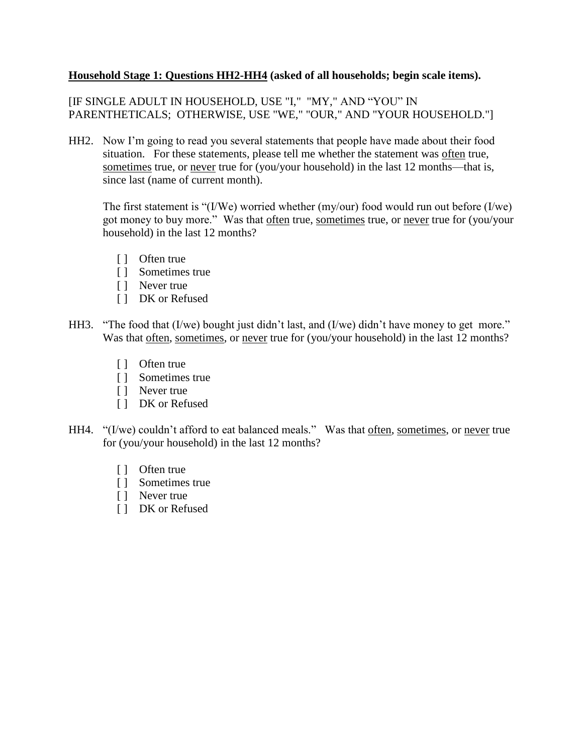**<u>Household Stage 1: Questions HH2-HH4</u> (asked of all households; begin scale items).**

[IF SINGLE ADULT IN HOUSEHOLD, USE "I," "MY," AND "YOU" IN PARENTHETICALS; OTHERWISE, USE "WE," "OUR," AND "YOUR HOUSEHOLD."]

HH2. Now I'm going to read you several statements that people have made about their food situation. For these statements, please tell me whether the statement was <u>often</u> true, <u>sometimes</u> true, or <u>never</u> true for (you/your household) in the last 12 months—that is, since last (name of current month).

The first statement is "(I/We) worried whether (my/our) food would run out before (I/we) got money to buy more." Was that <u>often</u> true, <u>sometimes</u> true, or <u>never</u> true for (you/your household) in the last 12 months?

- [ ] Often true
- [ ] Sometimes true
- [ ] Never true
- [ ] DK or Refused

HH3. "The food that (I/we) bought just didn't last, and (I/we) didn't have money to get more." Was that <u>often</u>, <u>sometimes</u>, or <u>never</u> true for (you/your household) in the last 12 months?

- [ ] Often true
- [ ] Sometimes true
- [ ] Never true
- [ ] DK or Refused

HH4. "(I/we) couldn't afford to eat balanced meals." Was that <u>often</u>, <u>sometimes</u>, or <u>never</u> true for (you/your household) in the last 12 months?

- [ ] Often true
- [ ] Sometimes true
- [ ] Never true
- [ ] DK or Refused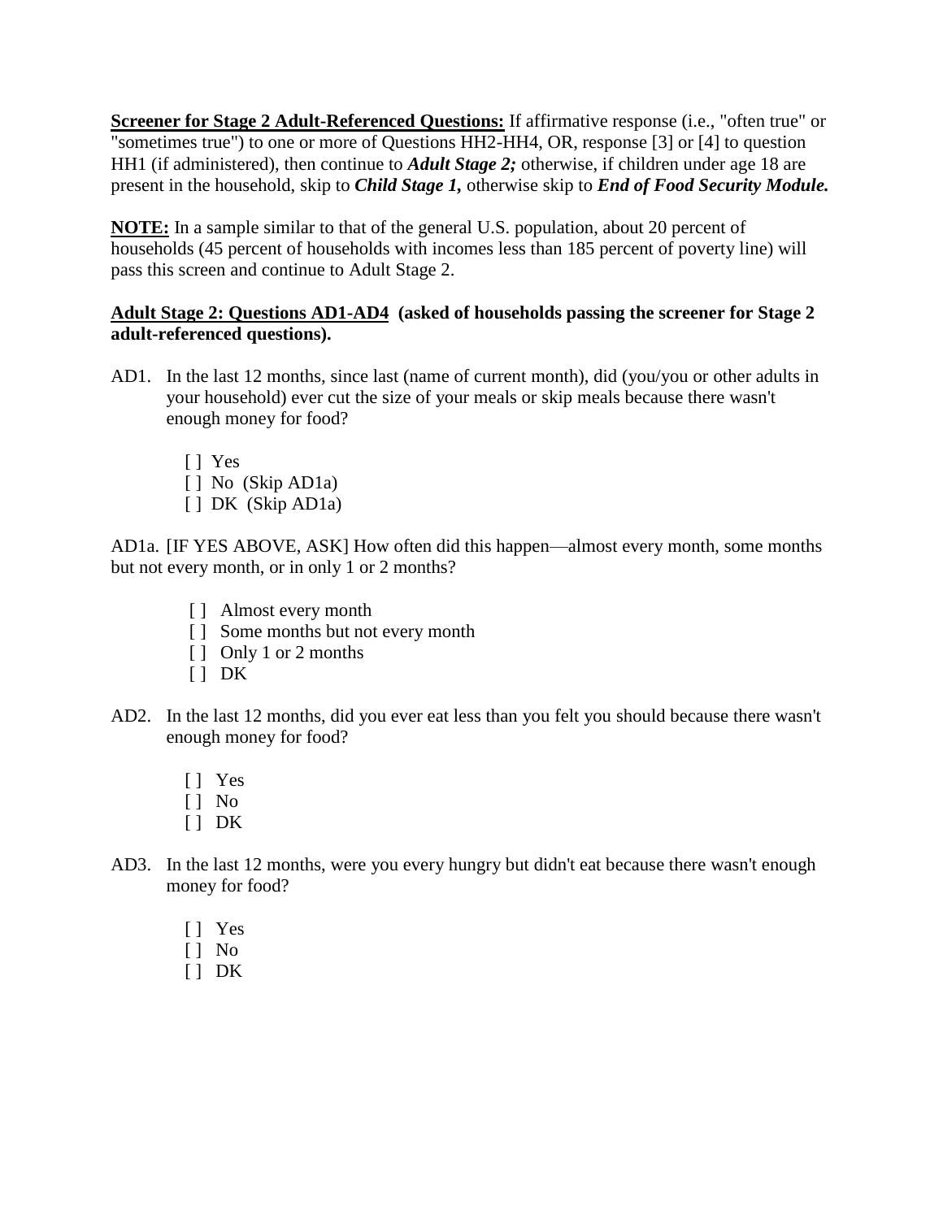**<u>Screener for Stage 2 Adult-Referenced Questions:</u>** If affirmative response (i.e., "often true" or "sometimes true") to one or more of Questions HH2-HH4, OR, response [3] or [4] to question HH1 (if administered), then continue to ***Adult Stage 2;*** otherwise, if children under age 18 are present in the household, skip to ***Child Stage 1,*** otherwise skip to ***End of Food Security Module.***

**<u>NOTE:</u>** In a sample similar to that of the general U.S. population, about 20 percent of households (45 percent of households with incomes less than 185 percent of poverty line) will pass this screen and continue to Adult Stage 2.

**<u>Adult Stage 2: Questions AD1-AD4</u> (asked of households passing the screener for Stage 2 adult-referenced questions).**

AD1. In the last 12 months, since last (name of current month), did (you/you or other adults in your household) ever cut the size of your meals or skip meals because there wasn't enough money for food?

- [ ] Yes
- [ ] No (Skip AD1a)
- [ ] DK (Skip AD1a)

AD1a. [IF YES ABOVE, ASK] How often did this happen—almost every month, some months but not every month, or in only 1 or 2 months?

- [ ] Almost every month
- [ ] Some months but not every month
- [ ] Only 1 or 2 months
- [ ] DK

AD2. In the last 12 months, did you ever eat less than you felt you should because there wasn't enough money for food?

- [ ] Yes
- [ ] No
- [ ] DK

AD3. In the last 12 months, were you every hungry but didn't eat because there wasn't enough money for food?

- [ ] Yes
- [ ] No
- [ ] DK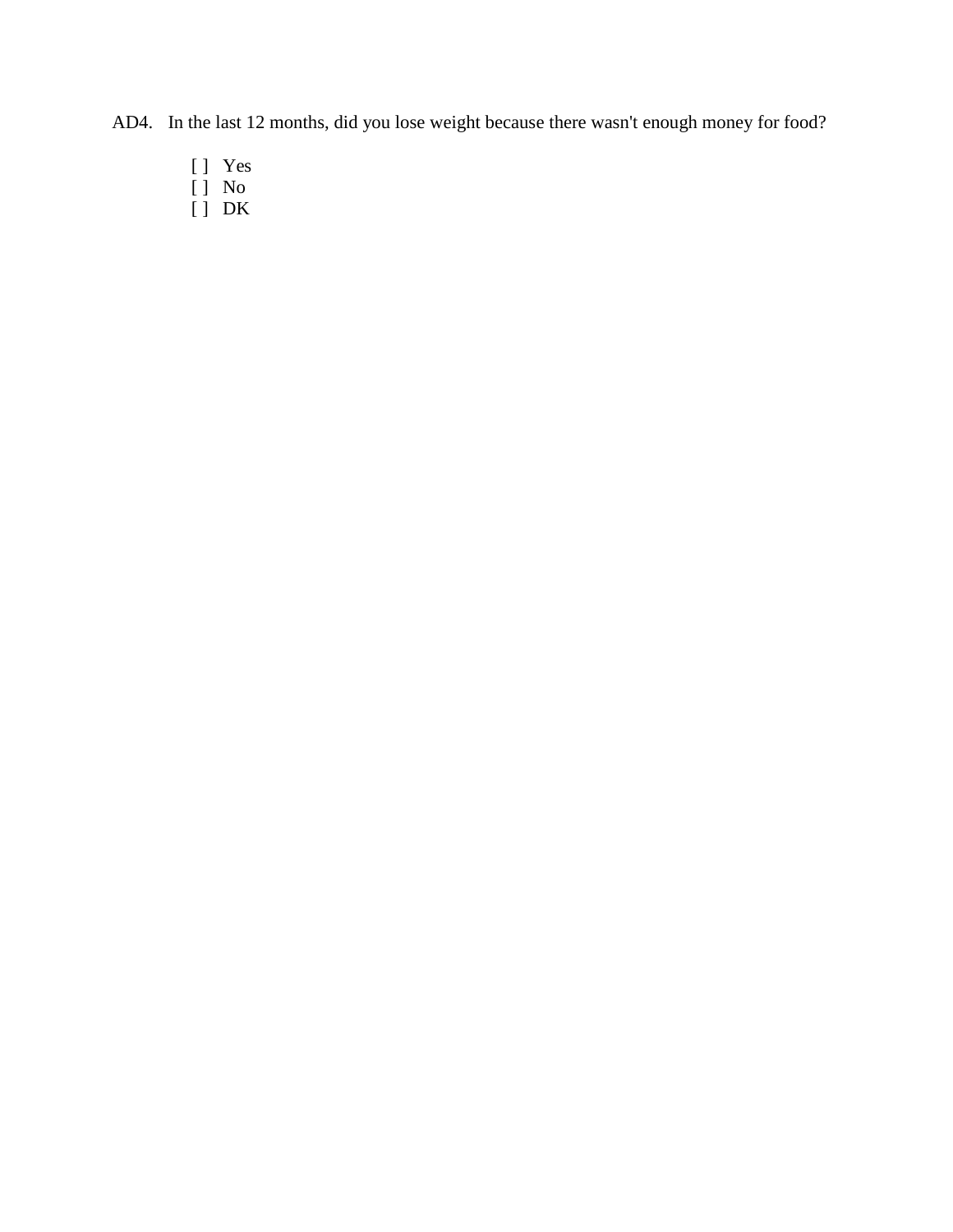AD4. In the last 12 months, did you lose weight because there wasn't enough money for food?

- [ ] Yes
- [ ] No
- [ ] DK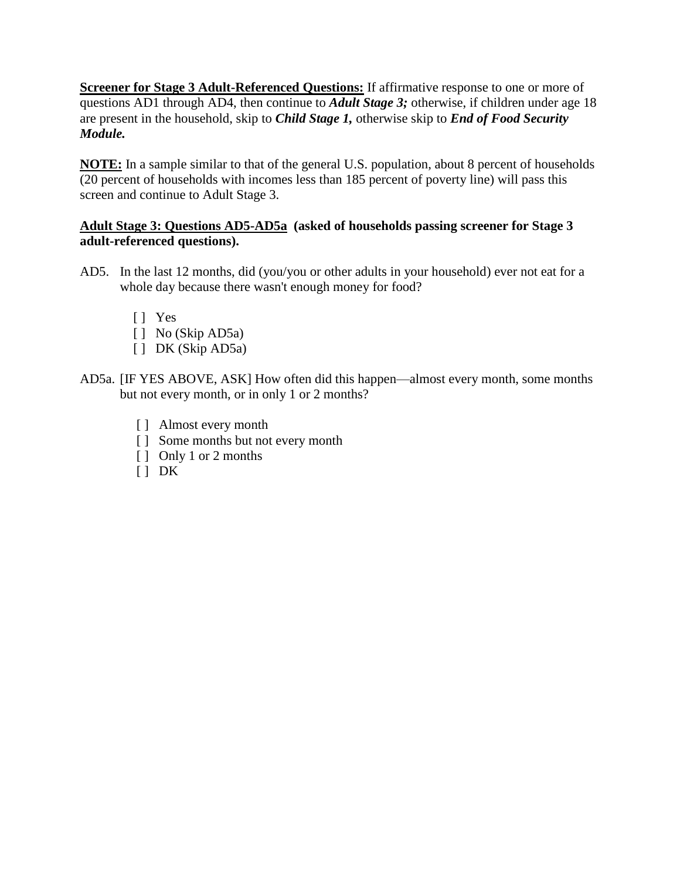**<u>Screener for Stage 3 Adult-Referenced Questions:</u>** If affirmative response to one or more of questions AD1 through AD4, then continue to ***Adult Stage 3;*** otherwise, if children under age 18 are present in the household, skip to ***Child Stage 1,*** otherwise skip to ***End of Food Security Module.***

**<u>NOTE:</u>** In a sample similar to that of the general U.S. population, about 8 percent of households (20 percent of households with incomes less than 185 percent of poverty line) will pass this screen and continue to Adult Stage 3.

**<u>Adult Stage 3: Questions AD5-AD5a</u> (asked of households passing screener for Stage 3 adult-referenced questions).**

AD5. In the last 12 months, did (you/you or other adults in your household) ever not eat for a whole day because there wasn't enough money for food?

- [ ] Yes
- [ ] No (Skip AD5a)
- [ ] DK (Skip AD5a)

AD5a. [IF YES ABOVE, ASK] How often did this happen—almost every month, some months but not every month, or in only 1 or 2 months?

- [ ] Almost every month
- [ ] Some months but not every month
- [ ] Only 1 or 2 months
- [ ] DK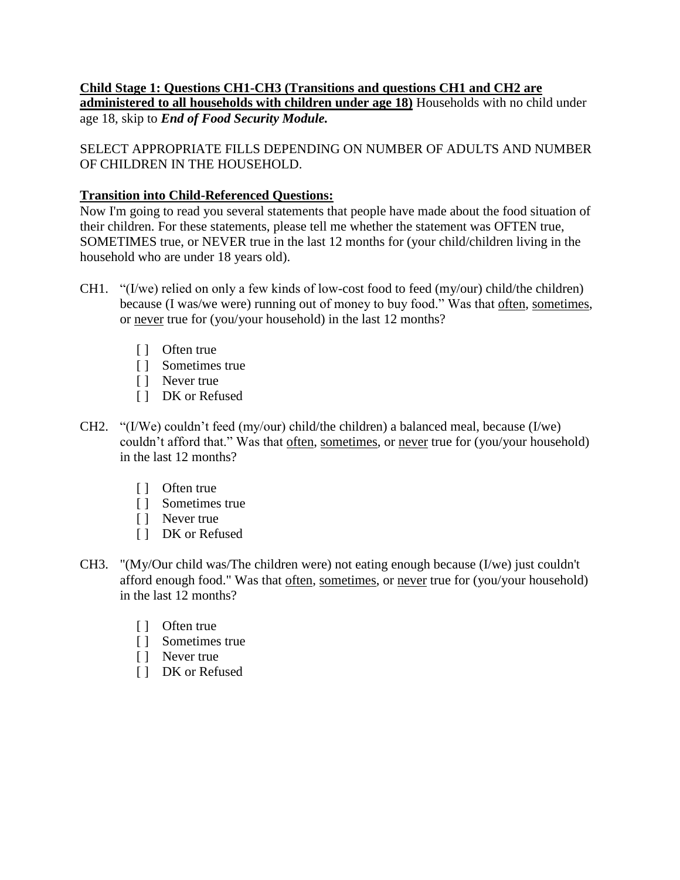**<u>Child Stage 1: Questions CH1-CH3 (Transitions and questions CH1 and CH2 are administered to all households with children under age 18)</u>** Households with no child under age 18, skip to ***End of Food Security Module.***

SELECT APPROPRIATE FILLS DEPENDING ON NUMBER OF ADULTS AND NUMBER OF CHILDREN IN THE HOUSEHOLD.

**<u>Transition into Child-Referenced Questions:</u>**
Now I'm going to read you several statements that people have made about the food situation of their children. For these statements, please tell me whether the statement was OFTEN true, SOMETIMES true, or NEVER true in the last 12 months for (your child/children living in the household who are under 18 years old).

CH1. "(I/we) relied on only a few kinds of low-cost food to feed (my/our) child/the children) because (I was/we were) running out of money to buy food." Was that <u>often</u>, <u>sometimes</u>, or <u>never</u> true for (you/your household) in the last 12 months?

- [ ] Often true
- [ ] Sometimes true
- [ ] Never true
- [ ] DK or Refused

CH2. "(I/We) couldn't feed (my/our) child/the children) a balanced meal, because (I/we) couldn't afford that." Was that <u>often</u>, <u>sometimes</u>, or <u>never</u> true for (you/your household) in the last 12 months?

- [ ] Often true
- [ ] Sometimes true
- [ ] Never true
- [ ] DK or Refused

CH3. "(My/Our child was/The children were) not eating enough because (I/we) just couldn't afford enough food." Was that <u>often</u>, <u>sometimes</u>, or <u>never</u> true for (you/your household) in the last 12 months?

- [ ] Often true
- [ ] Sometimes true
- [ ] Never true
- [ ] DK or Refused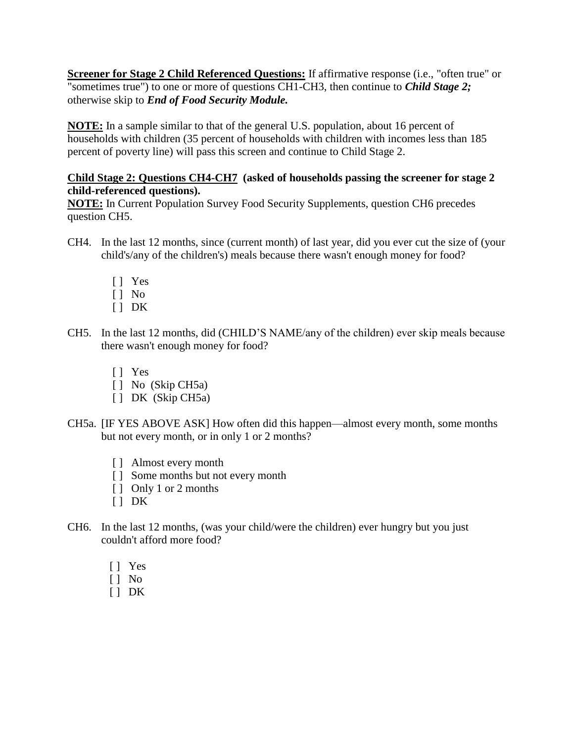**Screener for Stage 2 Child Referenced Questions:** If affirmative response (i.e., "often true" or "sometimes true") to one or more of questions CH1-CH3, then continue to ***Child Stage 2;*** otherwise skip to ***End of Food Security Module.***

**NOTE:** In a sample similar to that of the general U.S. population, about 16 percent of households with children (35 percent of households with children with incomes less than 185 percent of poverty line) will pass this screen and continue to Child Stage 2.

**Child Stage 2: Questions CH4-CH7 (asked of households passing the screener for stage 2 child-referenced questions).**

**NOTE:** In Current Population Survey Food Security Supplements, question CH6 precedes question CH5.

CH4. In the last 12 months, since (current month) of last year, did you ever cut the size of (your child's/any of the children's) meals because there wasn't enough money for food?

- [ ] Yes
- [ ] No
- [ ] DK

CH5. In the last 12 months, did (CHILD'S NAME/any of the children) ever skip meals because there wasn't enough money for food?

- [ ] Yes
- [ ] No (Skip CH5a)
- [ ] DK (Skip CH5a)

CH5a. [IF YES ABOVE ASK] How often did this happen—almost every month, some months but not every month, or in only 1 or 2 months?

- [ ] Almost every month
- [ ] Some months but not every month
- [ ] Only 1 or 2 months
- [ ] DK

CH6. In the last 12 months, (was your child/were the children) ever hungry but you just couldn't afford more food?

- [ ] Yes
- [ ] No
- [ ] DK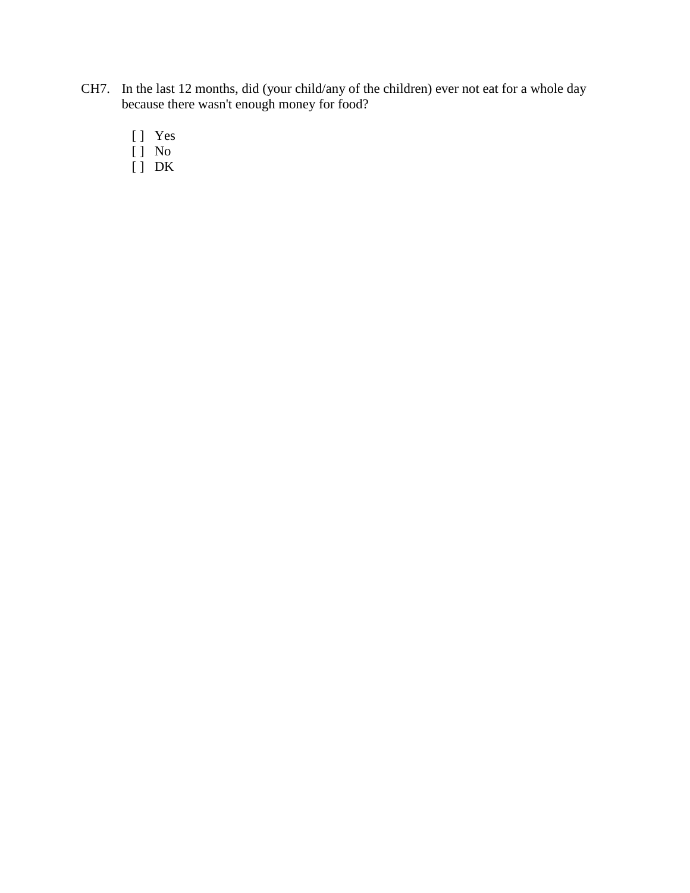CH7. In the last 12 months, did (your child/any of the children) ever not eat for a whole day because there wasn't enough money for food?

[ ] Yes
[ ] No
[ ] DK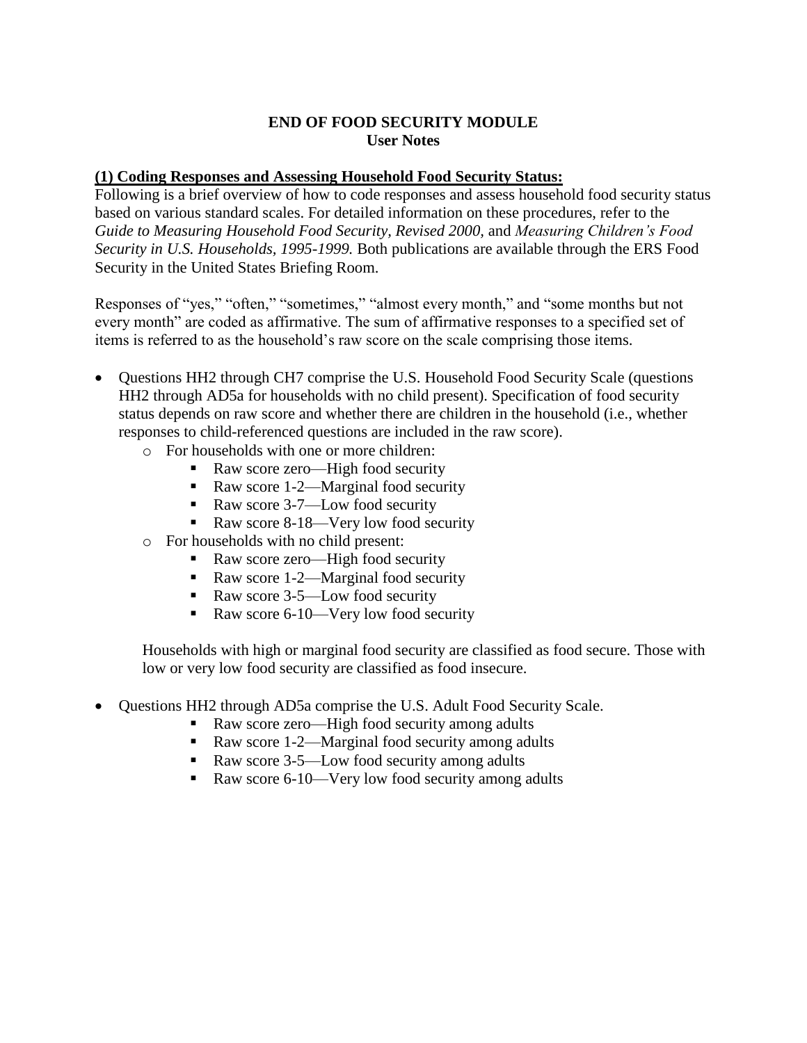**END OF FOOD SECURITY MODULE**
**User Notes**

**(1) Coding Responses and Assessing Household Food Security Status:**

Following is a brief overview of how to code responses and assess household food security status based on various standard scales. For detailed information on these procedures, refer to the *Guide to Measuring Household Food Security, Revised 2000,* and *Measuring Children's Food Security in U.S. Households, 1995-1999.* Both publications are available through the ERS Food Security in the United States Briefing Room.

Responses of "yes," "often," "sometimes," "almost every month," and "some months but not every month" are coded as affirmative. The sum of affirmative responses to a specified set of items is referred to as the household's raw score on the scale comprising those items.

- Questions HH2 through CH7 comprise the U.S. Household Food Security Scale (questions HH2 through AD5a for households with no child present). Specification of food security status depends on raw score and whether there are children in the household (i.e., whether responses to child-referenced questions are included in the raw score).
  - For households with one or more children:
    - Raw score zero—High food security
    - Raw score 1-2—Marginal food security
    - Raw score 3-7—Low food security
    - Raw score 8-18—Very low food security
  - For households with no child present:
    - Raw score zero—High food security
    - Raw score 1-2—Marginal food security
    - Raw score 3-5—Low food security
    - Raw score 6-10—Very low food security

  Households with high or marginal food security are classified as food secure. Those with low or very low food security are classified as food insecure.

- Questions HH2 through AD5a comprise the U.S. Adult Food Security Scale.
    - Raw score zero—High food security among adults
    - Raw score 1-2—Marginal food security among adults
    - Raw score 3-5—Low food security among adults
    - Raw score 6-10—Very low food security among adults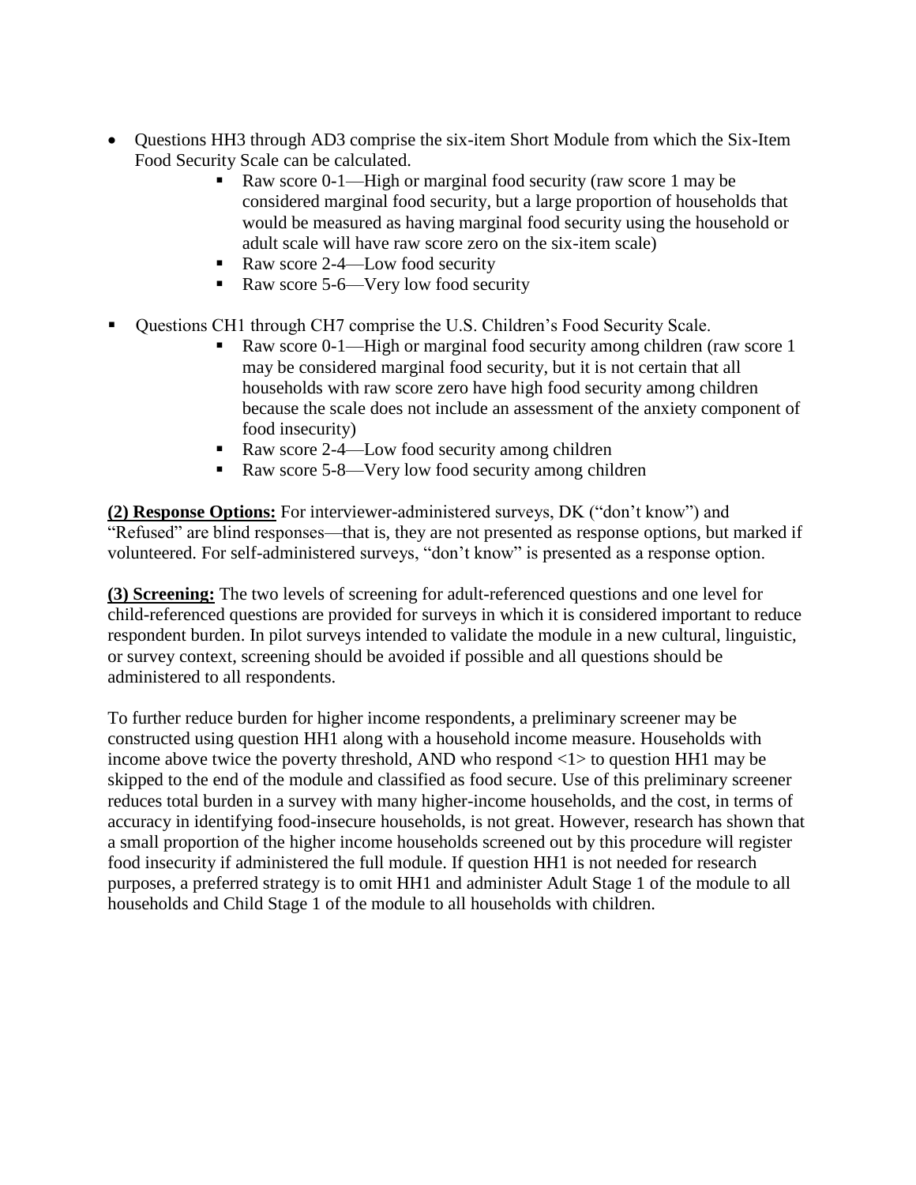- Questions HH3 through AD3 comprise the six-item Short Module from which the Six-Item Food Security Scale can be calculated.
  - Raw score 0-1—High or marginal food security (raw score 1 may be considered marginal food security, but a large proportion of households that would be measured as having marginal food security using the household or adult scale will have raw score zero on the six-item scale)
  - Raw score 2-4—Low food security
  - Raw score 5-6—Very low food security

- Questions CH1 through CH7 comprise the U.S. Children's Food Security Scale.
  - Raw score 0-1—High or marginal food security among children (raw score 1 may be considered marginal food security, but it is not certain that all households with raw score zero have high food security among children because the scale does not include an assessment of the anxiety component of food insecurity)
  - Raw score 2-4—Low food security among children
  - Raw score 5-8—Very low food security among children

**(2) Response Options:** For interviewer-administered surveys, DK ("don't know") and "Refused" are blind responses—that is, they are not presented as response options, but marked if volunteered. For self-administered surveys, "don't know" is presented as a response option.

**(3) Screening:** The two levels of screening for adult-referenced questions and one level for child-referenced questions are provided for surveys in which it is considered important to reduce respondent burden. In pilot surveys intended to validate the module in a new cultural, linguistic, or survey context, screening should be avoided if possible and all questions should be administered to all respondents.

To further reduce burden for higher income respondents, a preliminary screener may be constructed using question HH1 along with a household income measure. Households with income above twice the poverty threshold, AND who respond <1> to question HH1 may be skipped to the end of the module and classified as food secure. Use of this preliminary screener reduces total burden in a survey with many higher-income households, and the cost, in terms of accuracy in identifying food-insecure households, is not great. However, research has shown that a small proportion of the higher income households screened out by this procedure will register food insecurity if administered the full module. If question HH1 is not needed for research purposes, a preferred strategy is to omit HH1 and administer Adult Stage 1 of the module to all households and Child Stage 1 of the module to all households with children.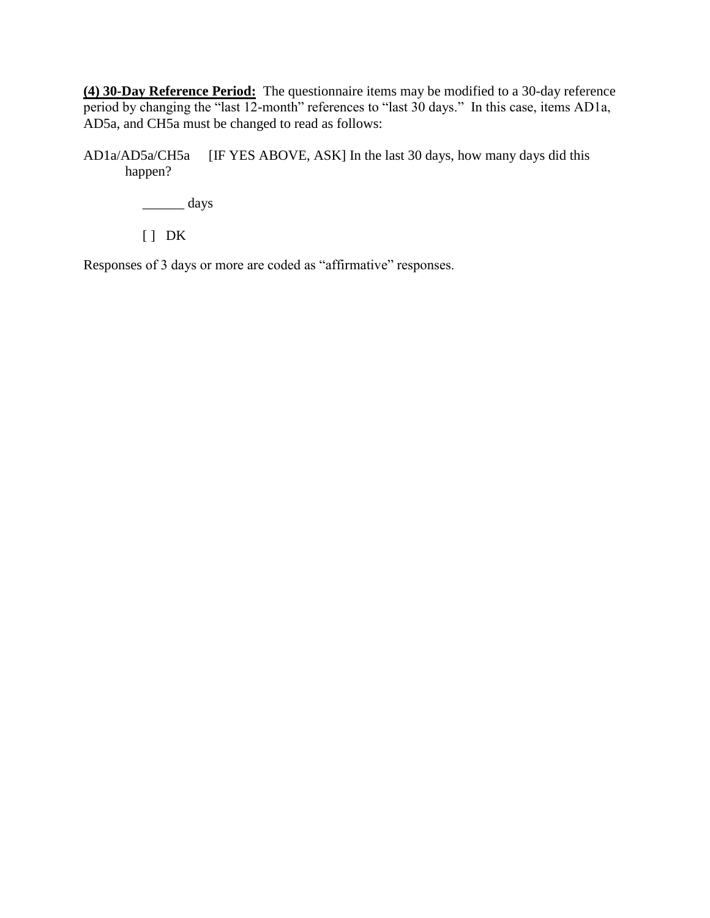**<u>(4) 30-Day Reference Period:</u>** The questionnaire items may be modified to a 30-day reference period by changing the "last 12-month" references to "last 30 days." In this case, items AD1a, AD5a, and CH5a must be changed to read as follows:

AD1a/AD5a/CH5a [IF YES ABOVE, ASK] In the last 30 days, how many days did this happen?

______ days

[ ] DK

Responses of 3 days or more are coded as "affirmative" responses.